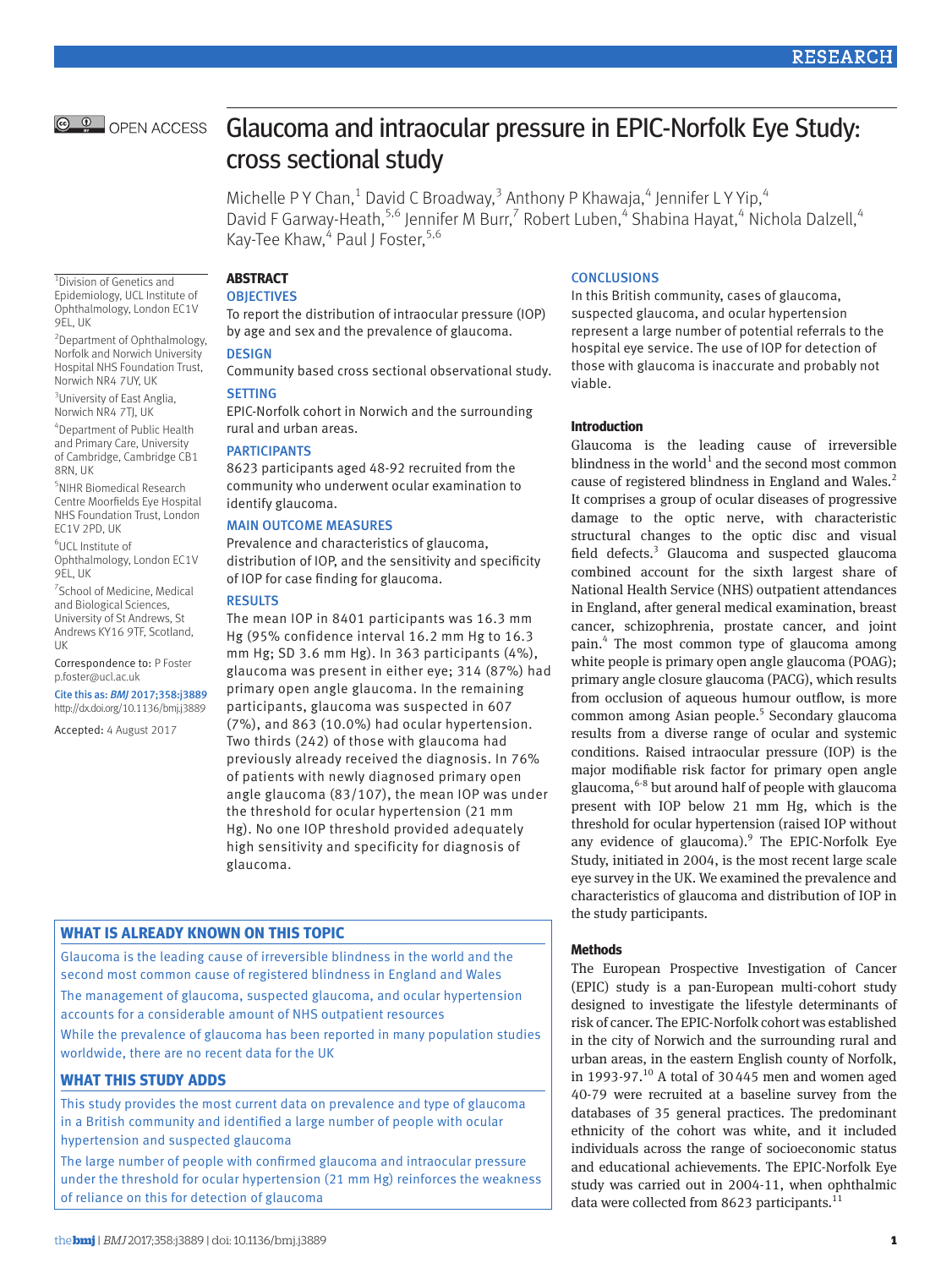RESEARCH

OPEN ACCESS

# Glaucoma and intraocular pressure in EPIC-Norfolk Eye Study: cross sectional study

Michelle P Y Chan,[1] David C Broadway,[3] Anthony P Khawaja,[4] Jennifer L Y Yip,[4] David F Garway-Heath,[5,6] Jennifer M Burr,[7] Robert Luben,[4] Shabina Hayat,[4] Nichola Dalzell,[4] Kay-Tee Khaw,[4] Paul J Foster,[5,6]

[1]Division of Genetics and Epidemiology, UCL Institute of Ophthalmology, London EC1V 9EL, UK

[2]Department of Ophthalmology, Norfolk and Norwich University Hospital NHS Foundation Trust, Norwich NR4 7UY, UK

[3]University of East Anglia, Norwich NR4 7TJ, UK

[4]Department of Public Health and Primary Care, University of Cambridge, Cambridge CB1 8RN, UK

[5]NIHR Biomedical Research Centre Moorfields Eye Hospital NHS Foundation Trust, London EC1V 2PD, UK

[6]UCL Institute of Ophthalmology, London EC1V 9EL, UK

[7]School of Medicine, Medical and Biological Sciences, University of St Andrews, St Andrews KY16 9TF, Scotland, UK

Correspondence to: P Foster p.foster@ucl.ac.uk

Cite this as: *BMJ* 2017;358:j3889
http://dx.doi.org/10.1136/bmj.j3889

Accepted: 4 August 2017

## ABSTRACT

### OBJECTIVES

To report the distribution of intraocular pressure (IOP) by age and sex and the prevalence of glaucoma.

### DESIGN

Community based cross sectional observational study.

### SETTING

EPIC-Norfolk cohort in Norwich and the surrounding rural and urban areas.

### PARTICIPANTS

8623 participants aged 48-92 recruited from the community who underwent ocular examination to identify glaucoma.

### MAIN OUTCOME MEASURES

Prevalence and characteristics of glaucoma, distribution of IOP, and the sensitivity and specificity of IOP for case finding for glaucoma.

### RESULTS

The mean IOP in 8401 participants was 16.3 mm Hg (95% confidence interval 16.2 mm Hg to 16.3 mm Hg; SD 3.6 mm Hg). In 363 participants (4%), glaucoma was present in either eye; 314 (87%) had primary open angle glaucoma. In the remaining participants, glaucoma was suspected in 607 (7%), and 863 (10.0%) had ocular hypertension. Two thirds (242) of those with glaucoma had previously already received the diagnosis. In 76% of patients with newly diagnosed primary open angle glaucoma (83/107), the mean IOP was under the threshold for ocular hypertension (21 mm Hg). No one IOP threshold provided adequately high sensitivity and specificity for diagnosis of glaucoma.

### CONCLUSIONS

In this British community, cases of glaucoma, suspected glaucoma, and ocular hypertension represent a large number of potential referrals to the hospital eye service. The use of IOP for detection of those with glaucoma is inaccurate and probably not viable.

### WHAT IS ALREADY KNOWN ON THIS TOPIC

Glaucoma is the leading cause of irreversible blindness in the world and the second most common cause of registered blindness in England and Wales

The management of glaucoma, suspected glaucoma, and ocular hypertension accounts for a considerable amount of NHS outpatient resources

While the prevalence of glaucoma has been reported in many population studies worldwide, there are no recent data for the UK

### WHAT THIS STUDY ADDS

This study provides the most current data on prevalence and type of glaucoma in a British community and identified a large number of people with ocular hypertension and suspected glaucoma

The large number of people with confirmed glaucoma and intraocular pressure under the threshold for ocular hypertension (21 mm Hg) reinforces the weakness of reliance on this for detection of glaucoma

## Introduction

Glaucoma is the leading cause of irreversible blindness in the world[1] and the second most common cause of registered blindness in England and Wales.[2] It comprises a group of ocular diseases of progressive damage to the optic nerve, with characteristic structural changes to the optic disc and visual field defects.[3] Glaucoma and suspected glaucoma combined account for the sixth largest share of National Health Service (NHS) outpatient attendances in England, after general medical examination, breast cancer, schizophrenia, prostate cancer, and joint pain.[4] The most common type of glaucoma among white people is primary open angle glaucoma (POAG); primary angle closure glaucoma (PACG), which results from occlusion of aqueous humour outflow, is more common among Asian people.[5] Secondary glaucoma results from a diverse range of ocular and systemic conditions. Raised intraocular pressure (IOP) is the major modifiable risk factor for primary open angle glaucoma,[6-8] but around half of people with glaucoma present with IOP below 21 mm Hg, which is the threshold for ocular hypertension (raised IOP without any evidence of glaucoma).[9] The EPIC-Norfolk Eye Study, initiated in 2004, is the most recent large scale eye survey in the UK. We examined the prevalence and characteristics of glaucoma and distribution of IOP in the study participants.

## Methods

The European Prospective Investigation of Cancer (EPIC) study is a pan-European multi-cohort study designed to investigate the lifestyle determinants of risk of cancer. The EPIC-Norfolk cohort was established in the city of Norwich and the surrounding rural and urban areas, in the eastern English county of Norfolk, in 1993-97.[10] A total of 30 445 men and women aged 40-79 were recruited at a baseline survey from the databases of 35 general practices. The predominant ethnicity of the cohort was white, and it included individuals across the range of socioeconomic status and educational achievements. The EPIC-Norfolk Eye study was carried out in 2004-11, when ophthalmic data were collected from 8623 participants.[11]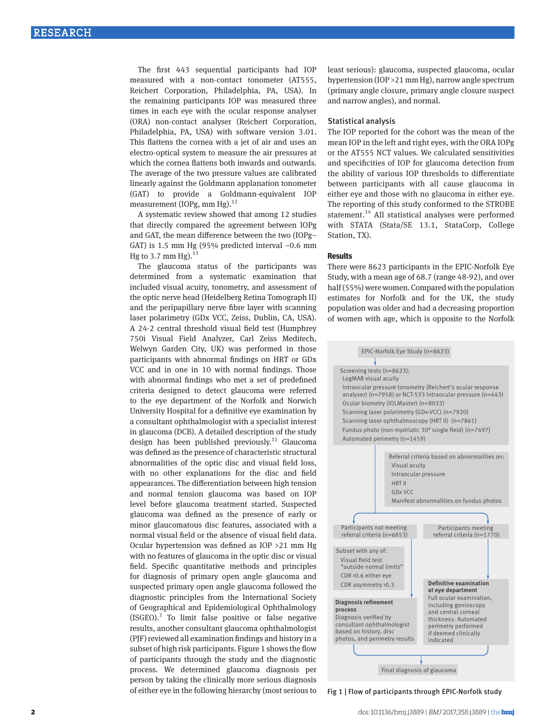The first 443 sequential participants had IOP measured with a non-contact tonometer (AT555, Reichert Corporation, Philadelphia, PA, USA). In the remaining participants IOP was measured three times in each eye with the ocular response analyser (ORA) non-contact analyser (Reichert Corporation, Philadelphia, PA, USA) with software version 3.01. This flattens the cornea with a jet of air and uses an electro-optical system to measure the air pressures at which the cornea flattens both inwards and outwards. The average of the two pressure values are calibrated linearly against the Goldmann applanation tonometer (GAT) to provide a Goldmann-equivalent IOP measurement (IOPg, mm Hg).[12]

A systematic review showed that among 12 studies that directly compared the agreement between IOPg and GAT, the mean difference between the two (IOPg−GAT) is 1.5 mm Hg (95% predicted interval −0.6 mm Hg to 3.7 mm Hg).[13]

The glaucoma status of the participants was determined from a systematic examination that included visual acuity, tonometry, and assessment of the optic nerve head (Heidelberg Retina Tomograph II) and the peripapillary nerve fibre layer with scanning laser polarimetry (GDx VCC, Zeiss, Dublin, CA, USA). A 24-2 central threshold visual field test (Humphrey 750i Visual Field Analyzer, Carl Zeiss Meditech, Welwyn Garden City, UK) was performed in those participants with abnormal findings on HRT or GDx VCC and in one in 10 with normal findings. Those with abnormal findings who met a set of predefined criteria designed to detect glaucoma were referred to the eye department of the Norfolk and Norwich University Hospital for a definitive eye examination by a consultant ophthalmologist with a specialist interest in glaucoma (DCB). A detailed description of the study design has been published previously.[11] Glaucoma was defined as the presence of characteristic structural abnormalities of the optic disc and visual field loss, with no other explanations for the disc and field appearances. The differentiation between high tension and normal tension glaucoma was based on IOP level before glaucoma treatment started. Suspected glaucoma was defined as the presence of early or minor glaucomatous disc features, associated with a normal visual field or the absence of visual field data. Ocular hypertension was defined as IOP >21 mm Hg with no features of glaucoma in the optic disc or visual field. Specific quantitative methods and principles for diagnosis of primary open angle glaucoma and suspected primary open angle glaucoma followed the diagnostic principles from the International Society of Geographical and Epidemiological Ophthalmology (ISGEO).[3] To limit false positive or false negative results, another consultant glaucoma ophthalmologist (PJF) reviewed all examination findings and history in a subset of high risk participants. Figure 1 shows the flow of participants through the study and the diagnostic process. We determined glaucoma diagnosis per person by taking the clinically more serious diagnosis of either eye in the following hierarchy (most serious to least serious): glaucoma, suspected glaucoma, ocular hypertension (IOP >21 mm Hg), narrow angle spectrum (primary angle closure, primary angle closure suspect and narrow angles), and normal.

## Statistical analysis

The IOP reported for the cohort was the mean of the mean IOP in the left and right eyes, with the ORA IOPg or the AT555 NCT values. We calculated sensitivities and specificities of IOP for glaucoma detection from the ability of various IOP thresholds to differentiate between participants with all cause glaucoma in either eye and those with no glaucoma in either eye. The reporting of this study conformed to the STROBE statement.[14] All statistical analyses were performed with STATA (Stata/SE 13.1, StataCorp, College Station, TX).

## Results

There were 8623 participants in the EPIC-Norfolk Eye Study, with a mean age of 68.7 (range 48-92), and over half (55%) were women. Compared with the population estimates for Norfolk and for the UK, the study population was older and had a decreasing proportion of women with age, which is opposite to the Norfolk

EPIC-Norfolk Eye Study (n=8623)

Screening tests (n=8623):
- LogMAR visual acuity
- Intraocular pressure tonometry (Reichert's ocular response analyser) (n=7958) or NCT-533 Intraocular pressure (n=443)
- Ocular biometry (IOLMaster) (n=8033)
- Scanning laser polarimetry (GDx-VCC) (n=7920)
- Scanning laser ophthalmoscopy (HRT II) (n=7861)
- Fundus photo (non-mydriatic 30° single field) (n=7497)
- Automated perimetry (n=1459)

Referral criteria based on abnormalities on:
- Visual acuity
- Intraocular pressure
- HRT II
- GDx VCC
- Manifest abnormalities on fundus photos

Participants not meeting referral criteria (n=6853)

Participants meeting referral criteria (n=1770)

Subset with any of:
- Visual field test "outside normal limits"
- CDR >0.6 either eye
- CDR asymmetry >0.3

**Diagnosis refinement process**
Diagnosis verified by consultant ophthalmologist based on history, disc photos, and perimetry results

**Definitive examination at eye department**
Full ocular examination, including gonioscopy and central corneal thickness. Automated perimetry performed if deemed clinically indicated

Final diagnosis of glaucoma

Fig 1 | Flow of participants through EPIC-Norfolk study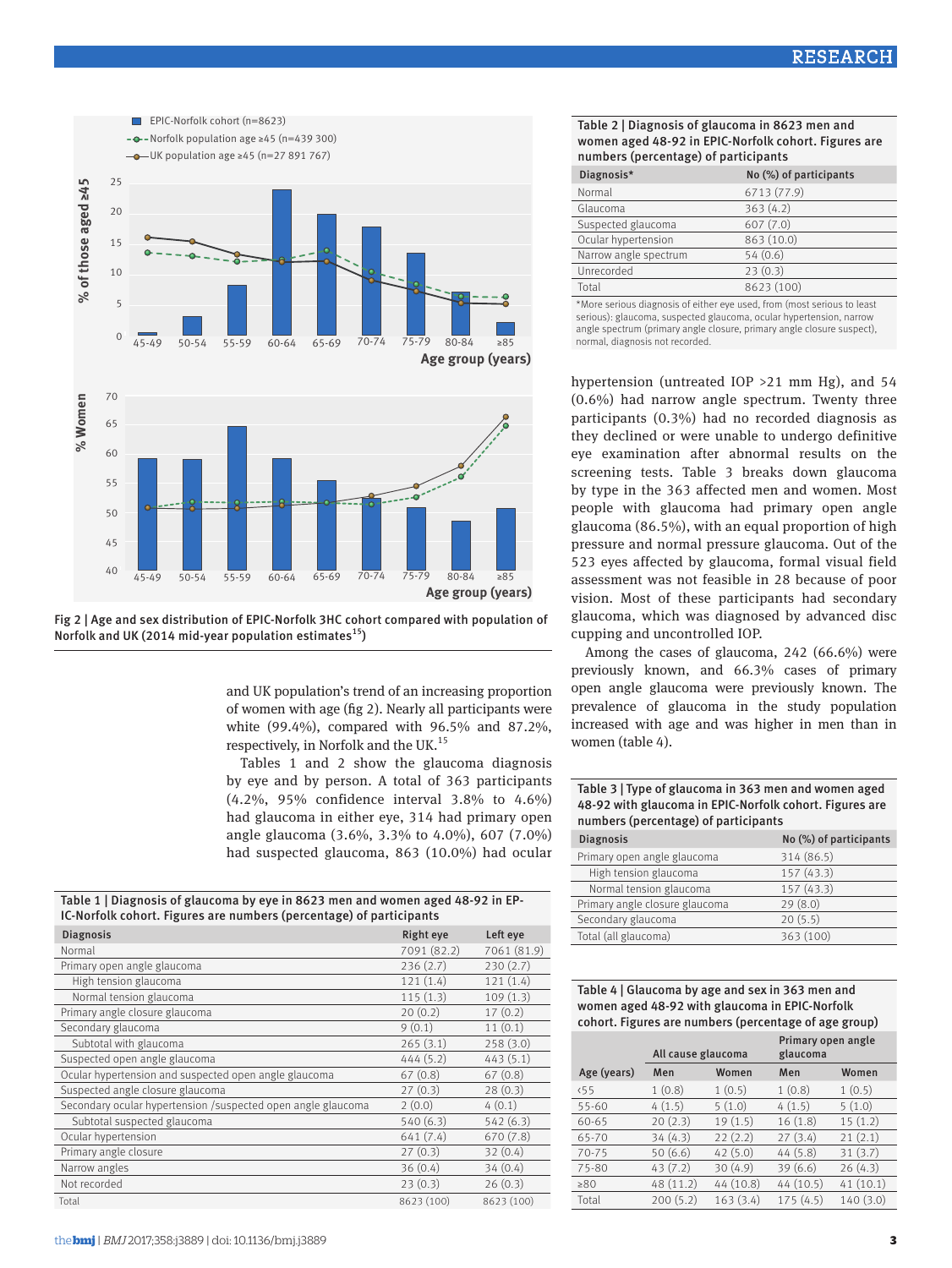Fig 2 | Age and sex distribution of EPIC-Norfolk 3HC cohort compared with population of Norfolk and UK (2014 mid-year population estimates[15])

and UK population's trend of an increasing proportion of women with age (fig 2). Nearly all participants were white (99.4%), compared with 96.5% and 87.2%, respectively, in Norfolk and the UK.[15]

Tables 1 and 2 show the glaucoma diagnosis by eye and by person. A total of 363 participants (4.2%, 95% confidence interval 3.8% to 4.6%) had glaucoma in either eye, 314 had primary open angle glaucoma (3.6%, 3.3% to 4.0%), 607 (7.0%) had suspected glaucoma, 863 (10.0%) had ocular hypertension (untreated IOP >21 mm Hg), and 54 (0.6%) had narrow angle spectrum. Twenty three participants (0.3%) had no recorded diagnosis as they declined or were unable to undergo definitive eye examination after abnormal results on the screening tests. Table 3 breaks down glaucoma by type in the 363 affected men and women. Most people with glaucoma had primary open angle glaucoma (86.5%), with an equal proportion of high pressure and normal pressure glaucoma. Out of the 523 eyes affected by glaucoma, formal visual field assessment was not feasible in 28 because of poor vision. Most of these participants had secondary glaucoma, which was diagnosed by advanced disc cupping and uncontrolled IOP.

Among the cases of glaucoma, 242 (66.6%) were previously known, and 66.3% cases of primary open angle glaucoma were previously known. The prevalence of glaucoma in the study population increased with age and was higher in men than in women (table 4).

Table 1 | Diagnosis of glaucoma by eye in 8623 men and women aged 48-92 in EPIC-Norfolk cohort. Figures are numbers (percentage) of participants

| Diagnosis | Right eye | Left eye |
|---|---|---|
| Normal | 7091 (82.2) | 7061 (81.9) |
| Primary open angle glaucoma | 236 (2.7) | 230 (2.7) |
| High tension glaucoma | 121 (1.4) | 121 (1.4) |
| Normal tension glaucoma | 115 (1.3) | 109 (1.3) |
| Primary angle closure glaucoma | 20 (0.2) | 17 (0.2) |
| Secondary glaucoma | 9 (0.1) | 11 (0.1) |
| Subtotal with glaucoma | 265 (3.1) | 258 (3.0) |
| Suspected open angle glaucoma | 444 (5.2) | 443 (5.1) |
| Ocular hypertension and suspected open angle glaucoma | 67 (0.8) | 67 (0.8) |
| Suspected angle closure glaucoma | 27 (0.3) | 28 (0.3) |
| Secondary ocular hypertension /suspected open angle glaucoma | 2 (0.0) | 4 (0.1) |
| Subtotal suspected glaucoma | 540 (6.3) | 542 (6.3) |
| Ocular hypertension | 641 (7.4) | 670 (7.8) |
| Primary angle closure | 27 (0.3) | 32 (0.4) |
| Narrow angles | 36 (0.4) | 34 (0.4) |
| Not recorded | 23 (0.3) | 26 (0.3) |
| Total | 8623 (100) | 8623 (100) |

Table 2 | Diagnosis of glaucoma in 8623 men and women aged 48-92 in EPIC-Norfolk cohort. Figures are numbers (percentage) of participants

| Diagnosis* | No (%) of participants |
|---|---|
| Normal | 6713 (77.9) |
| Glaucoma | 363 (4.2) |
| Suspected glaucoma | 607 (7.0) |
| Ocular hypertension | 863 (10.0) |
| Narrow angle spectrum | 54 (0.6) |
| Unrecorded | 23 (0.3) |
| Total | 8623 (100) |

*More serious diagnosis of either eye used, from (most serious to least serious): glaucoma, suspected glaucoma, ocular hypertension, narrow angle spectrum (primary angle closure, primary angle closure suspect), normal, diagnosis not recorded.

Table 3 | Type of glaucoma in 363 men and women aged 48-92 with glaucoma in EPIC-Norfolk cohort. Figures are numbers (percentage) of participants

| Diagnosis | No (%) of participants |
|---|---|
| Primary open angle glaucoma | 314 (86.5) |
| High tension glaucoma | 157 (43.3) |
| Normal tension glaucoma | 157 (43.3) |
| Primary angle closure glaucoma | 29 (8.0) |
| Secondary glaucoma | 20 (5.5) |
| Total (all glaucoma) | 363 (100) |

Table 4 | Glaucoma by age and sex in 363 men and women aged 48-92 with glaucoma in EPIC-Norfolk cohort. Figures are numbers (percentage of age group)

| | All cause glaucoma | | Primary open angle glaucoma | |
|---|---|---|---|---|
| Age (years) | Men | Women | Men | Women |
| <55 | 1 (0.8) | 1 (0.5) | 1 (0.8) | 1 (0.5) |
| 55-60 | 4 (1.5) | 5 (1.0) | 4 (1.5) | 5 (1.0) |
| 60-65 | 20 (2.3) | 19 (1.5) | 16 (1.8) | 15 (1.2) |
| 65-70 | 34 (4.3) | 22 (2.2) | 27 (3.4) | 21 (2.1) |
| 70-75 | 50 (6.6) | 42 (5.0) | 44 (5.8) | 31 (3.7) |
| 75-80 | 43 (7.2) | 30 (4.9) | 39 (6.6) | 26 (4.3) |
| ≥80 | 48 (11.2) | 44 (10.8) | 44 (10.5) | 41 (10.1) |
| Total | 200 (5.2) | 163 (3.4) | 175 (4.5) | 140 (3.0) |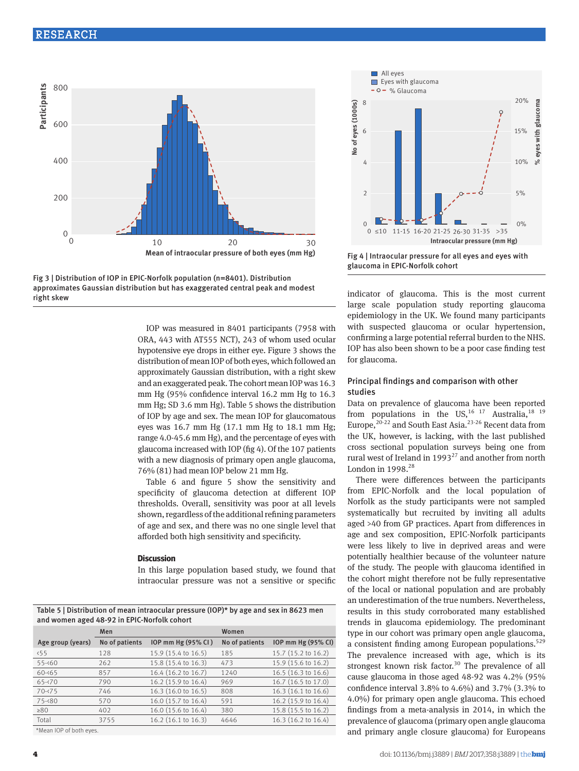Fig 3 | Distribution of IOP in EPIC-Norfolk population (n=8401). Distribution approximates Gaussian distribution but has exaggerated central peak and modest right skew

Fig 4 | Intraocular pressure for all eyes and eyes with glaucoma in EPIC-Norfolk cohort

IOP was measured in 8401 participants (7958 with ORA, 443 with AT555 NCT), 243 of whom used ocular hypotensive eye drops in either eye. Figure 3 shows the distribution of mean IOP of both eyes, which followed an approximately Gaussian distribution, with a right skew and an exaggerated peak. The cohort mean IOP was 16.3 mm Hg (95% confidence interval 16.2 mm Hg to 16.3 mm Hg; SD 3.6 mm Hg). Table 5 shows the distribution of IOP by age and sex. The mean IOP for glaucomatous eyes was 16.7 mm Hg (17.1 mm Hg to 18.1 mm Hg; range 4.0-45.6 mm Hg), and the percentage of eyes with glaucoma increased with IOP (fig 4). Of the 107 patients with a new diagnosis of primary open angle glaucoma, 76% (81) had mean IOP below 21 mm Hg.

Table 6 and figure 5 show the sensitivity and specificity of glaucoma detection at different IOP thresholds. Overall, sensitivity was poor at all levels shown, regardless of the additional refining parameters of age and sex, and there was no one single level that afforded both high sensitivity and specificity.

Table 5 | Distribution of mean intraocular pressure (IOP)* by age and sex in 8623 men and women aged 48-92 in EPIC-Norfolk cohort

| | Men | | Women | |
|---|---|---|---|---|
| Age group (years) | No of patients | IOP mm Hg (95% CI) | No of patients | IOP mm Hg (95% CI) |
| <55 | 128 | 15.9 (15.4 to 16.5) | 185 | 15.7 (15.2 to 16.2) |
| 55-<60 | 262 | 15.8 (15.4 to 16.3) | 473 | 15.9 (15.6 to 16.2) |
| 60-<65 | 857 | 16.4 (16.2 to 16.7) | 1240 | 16.5 (16.3 to 16.6) |
| 65-<70 | 790 | 16.2 (15.9 to 16.4) | 969 | 16.7 (16.5 to 17.0) |
| 70-<75 | 746 | 16.3 (16.0 to 16.5) | 808 | 16.3 (16.1 to 16.6) |
| 75-<80 | 570 | 16.0 (15.7 to 16.4) | 591 | 16.2 (15.9 to 16.4) |
| ≥80 | 402 | 16.0 (15.6 to 16.4) | 380 | 15.8 (15.5 to 16.2) |
| Total | 3755 | 16.2 (16.1 to 16.3) | 4646 | 16.3 (16.2 to 16.4) |

*Mean IOP of both eyes.

## Discussion

In this large population based study, we found that intraocular pressure was not a sensitive or specific indicator of glaucoma. This is the most current large scale population study reporting glaucoma epidemiology in the UK. We found many participants with suspected glaucoma or ocular hypertension, confirming a large potential referral burden to the NHS. IOP has also been shown to be a poor case finding test for glaucoma.

### Principal findings and comparison with other studies

Data on prevalence of glaucoma have been reported from populations in the US,[16 17] Australia,[18 19] Europe,[20-22] and South East Asia.[23-26] Recent data from the UK, however, is lacking, with the last published cross sectional population surveys being one from rural west of Ireland in 1993[27] and another from north London in 1998.[28]

There were differences between the participants from EPIC-Norfolk and the local population of Norfolk as the study participants were not sampled systematically but recruited by inviting all adults aged >40 from GP practices. Apart from differences in age and sex composition, EPIC-Norfolk participants were less likely to live in deprived areas and were potentially healthier because of the volunteer nature of the study. The people with glaucoma identified in the cohort might therefore not be fully representative of the local or national population and are probably an underestimation of the true numbers. Nevertheless, results in this study corroborated many established trends in glaucoma epidemiology. The predominant type in our cohort was primary open angle glaucoma, a consistent finding among European populations.[5 29] The prevalence increased with age, which is its strongest known risk factor.[30] The prevalence of all cause glaucoma in those aged 48-92 was 4.2% (95% confidence interval 3.8% to 4.6%) and 3.7% (3.3% to 4.0%) for primary open angle glaucoma. This echoed findings from a meta-analysis in 2014, in which the prevalence of glaucoma (primary open angle glaucoma and primary angle closure glaucoma) for Europeans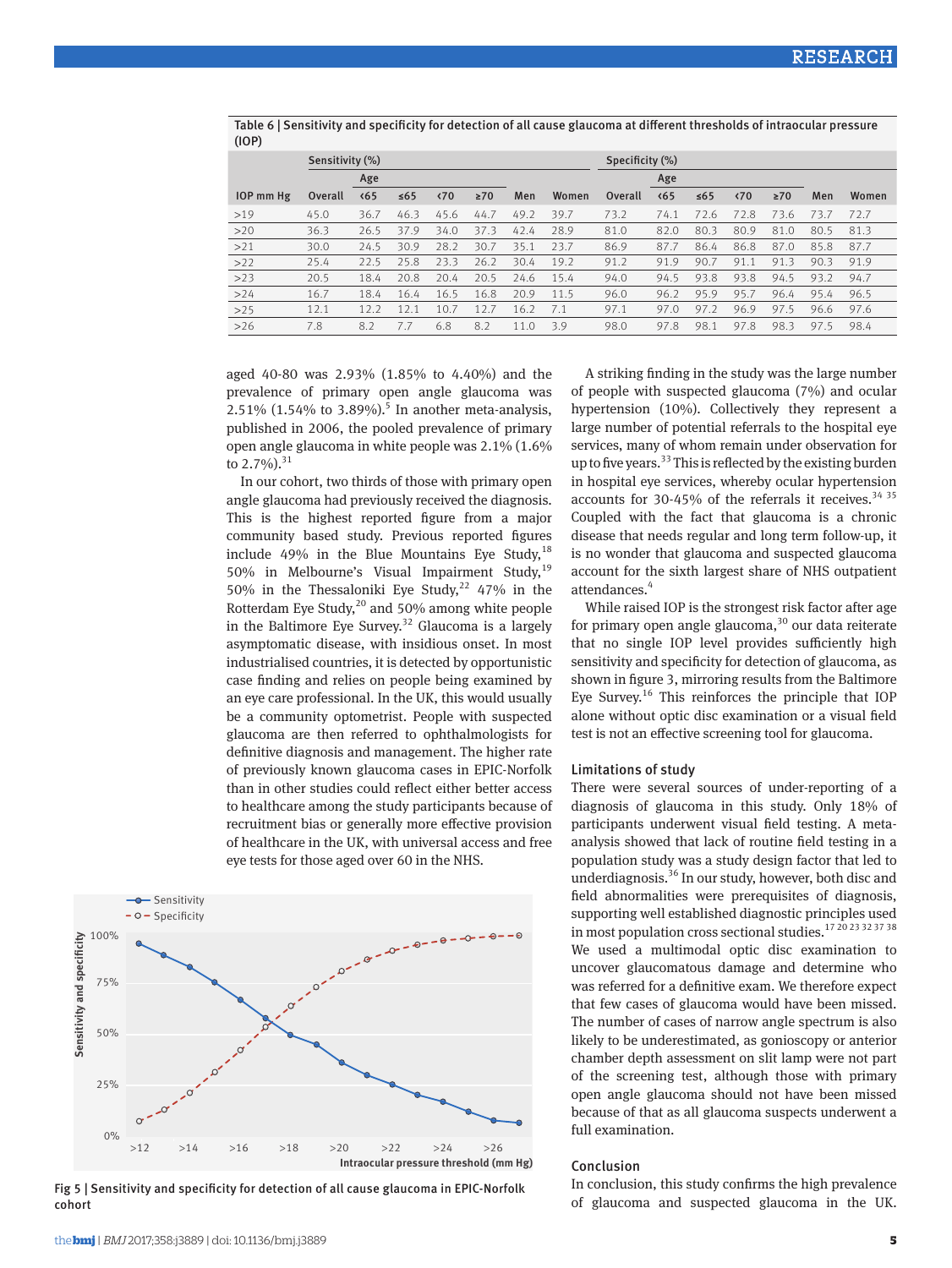Table 6 | Sensitivity and specificity for detection of all cause glaucoma at different thresholds of intraocular pressure (IOP)

| IOP mm Hg | Sensitivity (%) | | | | | | | | Specificity (%) | | | | | | | |
|---|---|---|---|---|---|---|---|---|---|---|---|---|---|---|---|---|
| | Overall | Age | | | | Men | Women | | Overall | Age | | | | Men | Women |
| | | <65 | ≤65 | <70 | ≥70 | | | | | <65 | ≤65 | <70 | ≥70 | | |
| >19 | 45.0 | 36.7 | 46.3 | 45.6 | 44.7 | 49.2 | 39.7 | | 73.2 | 74.1 | 72.6 | 72.8 | 73.6 | 73.7 | 72.7 |
| >20 | 36.3 | 26.5 | 37.9 | 34.0 | 37.3 | 42.4 | 28.9 | | 81.0 | 82.0 | 80.3 | 80.9 | 81.0 | 80.5 | 81.3 |
| >21 | 30.0 | 24.5 | 30.9 | 28.2 | 30.7 | 35.1 | 23.7 | | 86.9 | 87.7 | 86.4 | 86.8 | 87.0 | 85.8 | 87.7 |
| >22 | 25.4 | 22.5 | 25.8 | 23.3 | 26.2 | 30.4 | 19.2 | | 91.2 | 91.9 | 90.7 | 91.1 | 91.3 | 90.3 | 91.9 |
| >23 | 20.5 | 18.4 | 20.8 | 20.4 | 20.5 | 24.6 | 15.4 | | 94.0 | 94.5 | 93.8 | 93.8 | 94.5 | 93.2 | 94.7 |
| >24 | 16.7 | 18.4 | 16.4 | 16.5 | 16.8 | 20.9 | 11.5 | | 96.0 | 96.2 | 95.9 | 95.7 | 96.4 | 95.4 | 96.5 |
| >25 | 12.1 | 12.2 | 12.1 | 10.7 | 12.7 | 16.2 | 7.1 | | 97.1 | 97.0 | 97.2 | 96.9 | 97.5 | 96.6 | 97.6 |
| >26 | 7.8 | 8.2 | 7.7 | 6.8 | 8.2 | 11.0 | 3.9 | | 98.0 | 97.8 | 98.1 | 97.8 | 98.3 | 97.5 | 98.4 |

aged 40-80 was 2.93% (1.85% to 4.40%) and the prevalence of primary open angle glaucoma was 2.51% (1.54% to 3.89%).[5] In another meta-analysis, published in 2006, the pooled prevalence of primary open angle glaucoma in white people was 2.1% (1.6% to 2.7%).[31]

In our cohort, two thirds of those with primary open angle glaucoma had previously received the diagnosis. This is the highest reported figure from a major community based study. Previous reported figures include 49% in the Blue Mountains Eye Study,[18] 50% in Melbourne's Visual Impairment Study,[19] 50% in the Thessaloniki Eye Study,[22] 47% in the Rotterdam Eye Study,[20] and 50% among white people in the Baltimore Eye Survey.[32] Glaucoma is a largely asymptomatic disease, with insidious onset. In most industrialised countries, it is detected by opportunistic case finding and relies on people being examined by an eye care professional. In the UK, this would usually be a community optometrist. People with suspected glaucoma are then referred to ophthalmologists for definitive diagnosis and management. The higher rate of previously known glaucoma cases in EPIC-Norfolk than in other studies could reflect either better access to healthcare among the study participants because of recruitment bias or generally more effective provision of healthcare in the UK, with universal access and free eye tests for those aged over 60 in the NHS.

Fig 5 | Sensitivity and specificity for detection of all cause glaucoma in EPIC-Norfolk cohort

A striking finding in the study was the large number of people with suspected glaucoma (7%) and ocular hypertension (10%). Collectively they represent a large number of potential referrals to the hospital eye services, many of whom remain under observation for up to five years.[33] This is reflected by the existing burden in hospital eye services, whereby ocular hypertension accounts for 30-45% of the referrals it receives.[34 35] Coupled with the fact that glaucoma is a chronic disease that needs regular and long term follow-up, it is no wonder that glaucoma and suspected glaucoma account for the sixth largest share of NHS outpatient attendances.[4]

While raised IOP is the strongest risk factor after age for primary open angle glaucoma,[30] our data reiterate that no single IOP level provides sufficiently high sensitivity and specificity for detection of glaucoma, as shown in figure 3, mirroring results from the Baltimore Eye Survey.[16] This reinforces the principle that IOP alone without optic disc examination or a visual field test is not an effective screening tool for glaucoma.

### Limitations of study

There were several sources of under-reporting of a diagnosis of glaucoma in this study. Only 18% of participants underwent visual field testing. A meta-analysis showed that lack of routine field testing in a population study was a study design factor that led to underdiagnosis.[36] In our study, however, both disc and field abnormalities were prerequisites of diagnosis, supporting well established diagnostic principles used in most population cross sectional studies.[17 20 23 32 37 38] We used a multimodal optic disc examination to uncover glaucomatous damage and determine who was referred for a definitive exam. We therefore expect that few cases of glaucoma would have been missed. The number of cases of narrow angle spectrum is also likely to be underestimated, as gonioscopy or anterior chamber depth assessment on slit lamp were not part of the screening test, although those with primary open angle glaucoma should not have been missed because of that as all glaucoma suspects underwent a full examination.

### Conclusion

In conclusion, this study confirms the high prevalence of glaucoma and suspected glaucoma in the UK.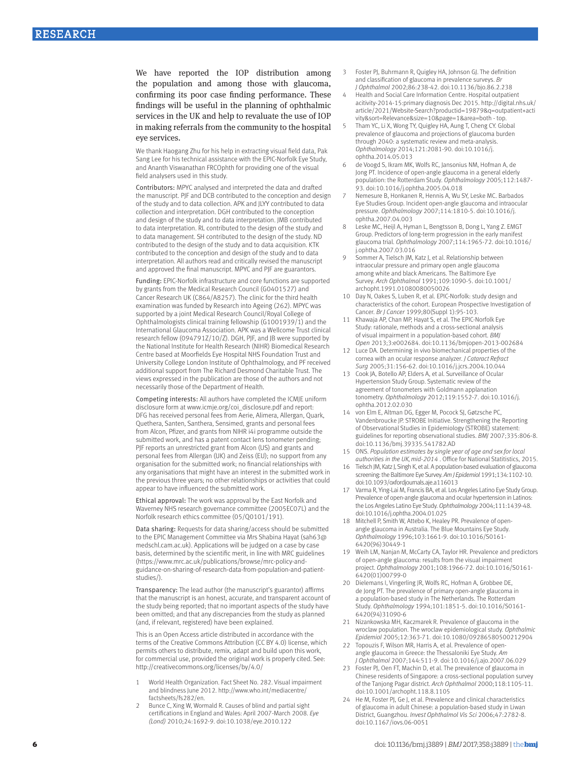We have reported the IOP distribution among the population and among those with glaucoma, confirming its poor case finding performance. These findings will be useful in the planning of ophthalmic services in the UK and help to revaluate the use of IOP in making referrals from the community to the hospital eye services.

We thank Haogang Zhu for his help in extracting visual field data, Pak Sang Lee for his technical assistance with the EPIC-Norfolk Eye Study, and Ananth Viswanathan FRCOphth for providing one of the visual field analysers used in this study.

Contributors: MPYC analysed and interpreted the data and drafted the manuscript. PJF and DCB contributed to the conception and design of the study and to data collection. APK and JLYY contributed to data collection and interpretation. DGH contributed to the conception and design of the study and to data interpretation. JMB contributed to data interpretation. RL contributed to the design of the study and to data management. SH contributed to the design of the study. ND contributed to the design of the study and to data acquisition. KTK contributed to the conception and design of the study and to data interpretation. All authors read and critically revised the manuscript and approved the final manuscript. MPYC and PJF are guarantors.

Funding: EPIC-Norfolk infrastructure and core functions are supported by grants from the Medical Research Council (G0401527) and Cancer Research UK (C864/A8257). The clinic for the third health examination was funded by Research into Ageing (262). MPYC was supported by a joint Medical Research Council/Royal College of Ophthalmologists clinical training fellowship (G1001939/1) and the International Glaucoma Association. APK was a Wellcome Trust clinical research fellow (094791Z/10/Z). DGH, PJF, and JB were supported by the National Institute for Health Research (NIHR) Biomedical Research Centre based at Moorfields Eye Hospital NHS Foundation Trust and University College London Institute of Ophthalmology, and PF received additional support from The Richard Desmond Charitable Trust. The views expressed in the publication are those of the authors and not necessarily those of the Department of Health.

Competing interests: All authors have completed the ICMJE uniform disclosure form at www.icmje.org/coi_disclosure.pdf and report: DFG has received personal fees from Aerie, Alimera, Allergan, Quark, Quethera, Santen, Santhera, Sensimed, grants and personal fees from Alcon, Pfizer, and grants from NIHR i4i programme outside the submitted work, and has a patent contact lens tonometer pending; PJF reports an unrestricted grant from Alcon (US) and grants and personal fees from Allergan (UK) and Zeiss (EU); no support from any organisation for the submitted work; no financial relationships with any organisations that might have an interest in the submitted work in the previous three years; no other relationships or activities that could appear to have influenced the submitted work.

Ethical approval: The work was approval by the East Norfolk and Waverney NHS research governance committee (2005EC07L) and the Norfolk research ethics committee (05/Q0101/191).

Data sharing: Requests for data sharing/access should be submitted to the EPIC Management Committee via Mrs Shabina Hayat (sah63@medschl.cam.ac.uk). Applications will be judged on a case by case basis, determined by the scientific merit, in line with MRC guidelines (https://www.mrc.ac.uk/publications/browse/mrc-policy-and-guidance-on-sharing-of-research-data-from-population-and-patient-studies/).

Transparency: The lead author (the manuscript's guarantor) affirms that the manuscript is an honest, accurate, and transparent account of the study being reported; that no important aspects of the study have been omitted; and that any discrepancies from the study as planned (and, if relevant, registered) have been explained.

This is an Open Access article distributed in accordance with the terms of the Creative Commons Attribution (CC BY 4.0) license, which permits others to distribute, remix, adapt and build upon this work, for commercial use, provided the original work is properly cited. See: http://creativecommons.org/licenses/by/4.0/

1. World Health Organization. Fact Sheet No. 282. Visual impairment and blindness June 2012. http://www.who.int/mediacentre/factsheets/fs282/en.
2. Bunce C, Xing W, Wormald R. Causes of blind and partial sight certifications in England and Wales: April 2007-March 2008. *Eye (Lond)* 2010;24:1692-9. doi:10.1038/eye.2010.122
3. Foster PJ, Buhrmann R, Quigley HA, Johnson GJ. The definition and classification of glaucoma in prevalence surveys. *Br J Ophthalmol* 2002;86:238-42. doi:10.1136/bjo.86.2.238
4. Health and Social Care Information Centre. Hospital outpatient acitivity-2014-15:primary diagnosis Dec 2015. http://digital.nhs.uk/article/2021/Website-Search?productid=19879&q=outpatient+activity&sort=Relevance&size=10&page=1&area=both - top.
5. Tham YC, Li X, Wong TY, Quigley HA, Aung T, Cheng CY. Global prevalence of glaucoma and projections of glaucoma burden through 2040: a systematic review and meta-analysis. *Ophthalmology* 2014;121:2081-90. doi:10.1016/j.ophtha.2014.05.013
6. de Voogd S, Ikram MK, Wolfs RC, Jansonius NM, Hofman A, de Jong PT. Incidence of open-angle glaucoma in a general elderly population: the Rotterdam Study. *Ophthalmology* 2005;112:1487-93. doi:10.1016/j.ophtha.2005.04.018
7. Nemesure B, Honkanen R, Hennis A, Wu SY, Leske MC. Barbados Eye Studies Group. Incident open-angle glaucoma and intraocular pressure. *Ophthalmology* 2007;114:1810-5. doi:10.1016/j.ophtha.2007.04.003
8. Leske MC, Heijl A, Hyman L, Bengtsson B, Dong L, Yang Z. EMGT Group. Predictors of long-term progression in the early manifest glaucoma trial. *Ophthalmology* 2007;114:1965-72. doi:10.1016/j.ophtha.2007.03.016
9. Sommer A, Tielsch JM, Katz J, et al. Relationship between intraocular pressure and primary open angle glaucoma among white and black Americans. The Baltimore Eye Survey. *Arch Ophthalmol* 1991;109:1090-5. doi:10.1001/archopht.1991.01080080050026
10. Day N, Oakes S, Luben R, et al. EPIC-Norfolk: study design and characteristics of the cohort. European Prospective Investigation of Cancer. *Br J Cancer* 1999;80(Suppl 1):95-103.
11. Khawaja AP, Chan MP, Hayat S, et al. The EPIC-Norfolk Eye Study: rationale, methods and a cross-sectional analysis of visual impairment in a population-based cohort. *BMJ Open* 2013;3:e002684. doi:10.1136/bmjopen-2013-002684
12. Luce DA. Determining in vivo biomechanical properties of the cornea with an ocular response analyzer. *J Cataract Refract Surg* 2005;31:156-62. doi:10.1016/j.jcrs.2004.10.044
13. Cook JA, Botello AP, Elders A, et al. Surveillance of Ocular Hypertension Study Group. Systematic review of the agreement of tonometers with Goldmann applanation tonometry. *Ophthalmology* 2012;119:1552-7. doi:10.1016/j.ophtha.2012.02.030
14. von Elm E, Altman DG, Egger M, Pocock SJ, Gøtzsche PC, Vandenbroucke JP. STROBE Initiative. Strengthening the Reporting of Observational Studies in Epidemiology (STROBE) statement: guidelines for reporting observational studies. *BMJ* 2007;335:806-8. doi:10.1136/bmj.39335.541782.AD
15. ONS. *Population estimates by single year of age and sex for local authorities in the UK, mid-2014*. Office for National Statitistics, 2015.
16. Tielsch JM, Katz J, Singh K, et al. A population-based evaluation of glaucoma screening: the Baltimore Eye Survey. *Am J Epidemiol* 1991;134:1102-10. doi:10.1093/oxfordjournals.aje.a116013
17. Varma R, Ying-Lai M, Francis BA, et al. Los Angeles Latino Eye Study Group. Prevalence of open-angle glaucoma and ocular hypertension in Latinos: the Los Angeles Latino Eye Study. *Ophthalmology* 2004;111:1439-48. doi:10.1016/j.ophtha.2004.01.025
18. Mitchell P, Smith W, Attebo K, Healey PR. Prevalence of open-angle glaucoma in Australia. The Blue Mountains Eye Study. *Ophthalmology* 1996;103:1661-9. doi:10.1016/S0161-6420(96)30449-1
19. Weih LM, Nanjan M, McCarty CA, Taylor HR. Prevalence and predictors of open-angle glaucoma: results from the visual impairment project. *Ophthalmology* 2001;108:1966-72. doi:10.1016/S0161-6420(01)00799-0
20. Dielemans I, Vingerling JR, Wolfs RC, Hofman A, Grobbee DE, de Jong PT. The prevalence of primary open-angle glaucoma in a population-based study in The Netherlands. The Rotterdam Study. *Ophthalmology* 1994;101:1851-5. doi:10.1016/S0161-6420(94)31090-6
21. Nizankowska MH, Kaczmarek R. Prevalence of glaucoma in the wroclaw population. The wroclaw epidemiological study. *Ophthalmic Epidemiol* 2005;12:363-71. doi:10.1080/09286580500212904
22. Topouzis F, Wilson MR, Harris A, et al. Prevalence of open-angle glaucoma in Greece: the Thessaloniki Eye Study. *Am J Ophthalmol* 2007;144:511-9. doi:10.1016/j.ajo.2007.06.029
23. Foster PJ, Oen FT, Machin D, et al. The prevalence of glaucoma in Chinese residents of Singapore: a cross-sectional population survey of the Tanjong Pagar district. *Arch Ophthalmol* 2000;118:1105-11. doi:10.1001/archopht.118.8.1105
24. He M, Foster PJ, Ge J, et al. Prevalence and clinical characteristics of glaucoma in adult Chinese: a population-based study in Liwan District, Guangzhou. *Invest Ophthalmol Vis Sci* 2006;47:2782-8. doi:10.1167/iovs.06-0051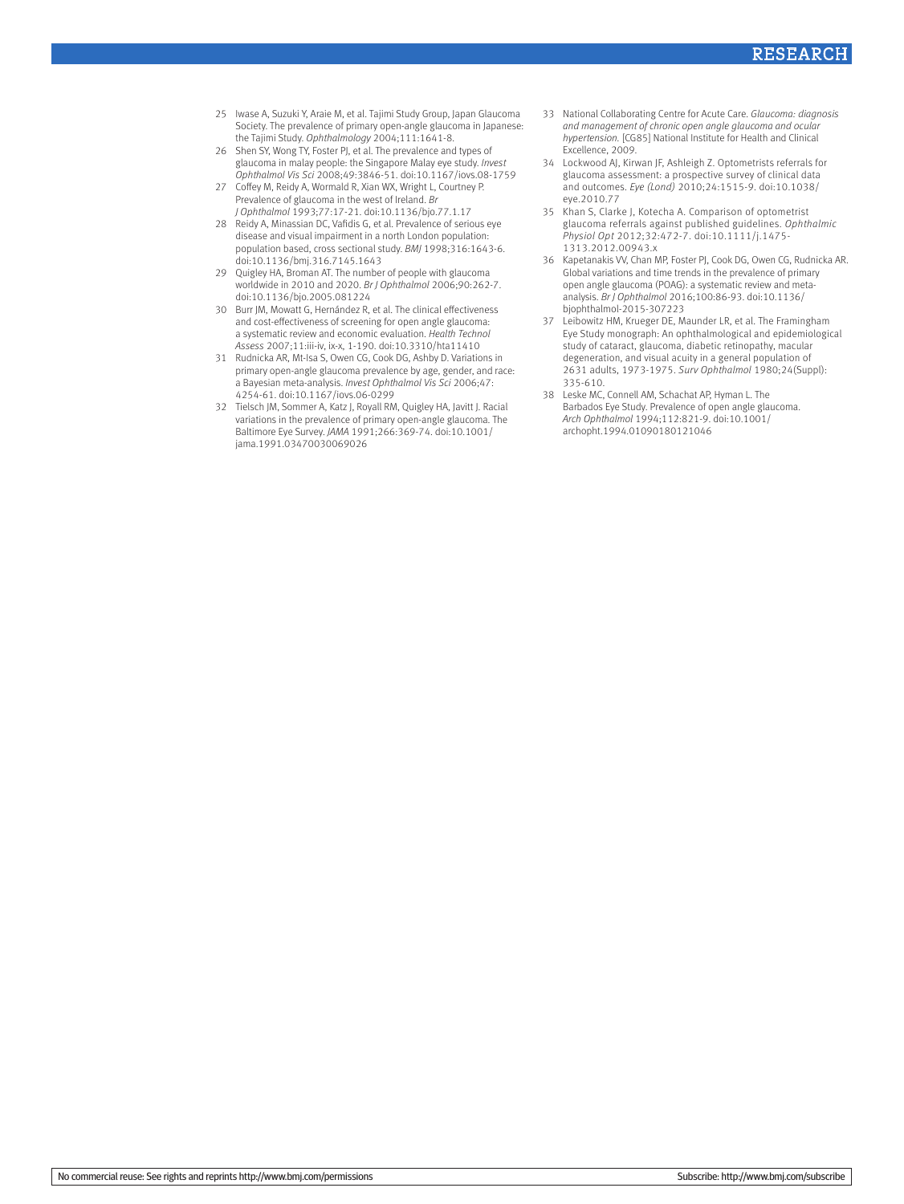25 Iwase A, Suzuki Y, Araie M, et al. Tajimi Study Group, Japan Glaucoma Society. The prevalence of primary open-angle glaucoma in Japanese: the Tajimi Study. *Ophthalmology* 2004;111:1641-8.

26 Shen SY, Wong TY, Foster PJ, et al. The prevalence and types of glaucoma in malay people: the Singapore Malay eye study. *Invest Ophthalmol Vis Sci* 2008;49:3846-51. doi:10.1167/iovs.08-1759

27 Coffey M, Reidy A, Wormald R, Xian WX, Wright L, Courtney P. Prevalence of glaucoma in the west of Ireland. *Br J Ophthalmol* 1993;77:17-21. doi:10.1136/bjo.77.1.17

28 Reidy A, Minassian DC, Vafidis G, et al. Prevalence of serious eye disease and visual impairment in a north London population: population based, cross sectional study. *BMJ* 1998;316:1643-6. doi:10.1136/bmj.316.7145.1643

29 Quigley HA, Broman AT. The number of people with glaucoma worldwide in 2010 and 2020. *Br J Ophthalmol* 2006;90:262-7. doi:10.1136/bjo.2005.081224

30 Burr JM, Mowatt G, Hernández R, et al. The clinical effectiveness and cost-effectiveness of screening for open angle glaucoma: a systematic review and economic evaluation. *Health Technol Assess* 2007;11:iii-iv, ix-x, 1-190. doi:10.3310/hta11410

31 Rudnicka AR, Mt-Isa S, Owen CG, Cook DG, Ashby D. Variations in primary open-angle glaucoma prevalence by age, gender, and race: a Bayesian meta-analysis. *Invest Ophthalmol Vis Sci* 2006;47:4254-61. doi:10.1167/iovs.06-0299

32 Tielsch JM, Sommer A, Katz J, Royall RM, Quigley HA, Javitt J. Racial variations in the prevalence of primary open-angle glaucoma. The Baltimore Eye Survey. *JAMA* 1991;266:369-74. doi:10.1001/jama.1991.03470030069026

33 National Collaborating Centre for Acute Care. *Glaucoma: diagnosis and management of chronic open angle glaucoma and ocular hypertension.* [CG85] National Institute for Health and Clinical Excellence, 2009.

34 Lockwood AJ, Kirwan JF, Ashleigh Z. Optometrists referrals for glaucoma assessment: a prospective survey of clinical data and outcomes. *Eye (Lond)* 2010;24:1515-9. doi:10.1038/eye.2010.77

35 Khan S, Clarke J, Kotecha A. Comparison of optometrist glaucoma referrals against published guidelines. *Ophthalmic Physiol Opt* 2012;32:472-7. doi:10.1111/j.1475-1313.2012.00943.x

36 Kapetanakis VV, Chan MP, Foster PJ, Cook DG, Owen CG, Rudnicka AR. Global variations and time trends in the prevalence of primary open angle glaucoma (POAG): a systematic review and meta-analysis. *Br J Ophthalmol* 2016;100:86-93. doi:10.1136/bjophthalmol-2015-307223

37 Leibowitz HM, Krueger DE, Maunder LR, et al. The Framingham Eye Study monograph: An ophthalmological and epidemiological study of cataract, glaucoma, diabetic retinopathy, macular degeneration, and visual acuity in a general population of 2631 adults, 1973-1975. *Surv Ophthalmol* 1980;24(Suppl):335-610.

38 Leske MC, Connell AM, Schachat AP, Hyman L. The Barbados Eye Study. Prevalence of open angle glaucoma. *Arch Ophthalmol* 1994;112:821-9. doi:10.1001/archopht.1994.01090180121046